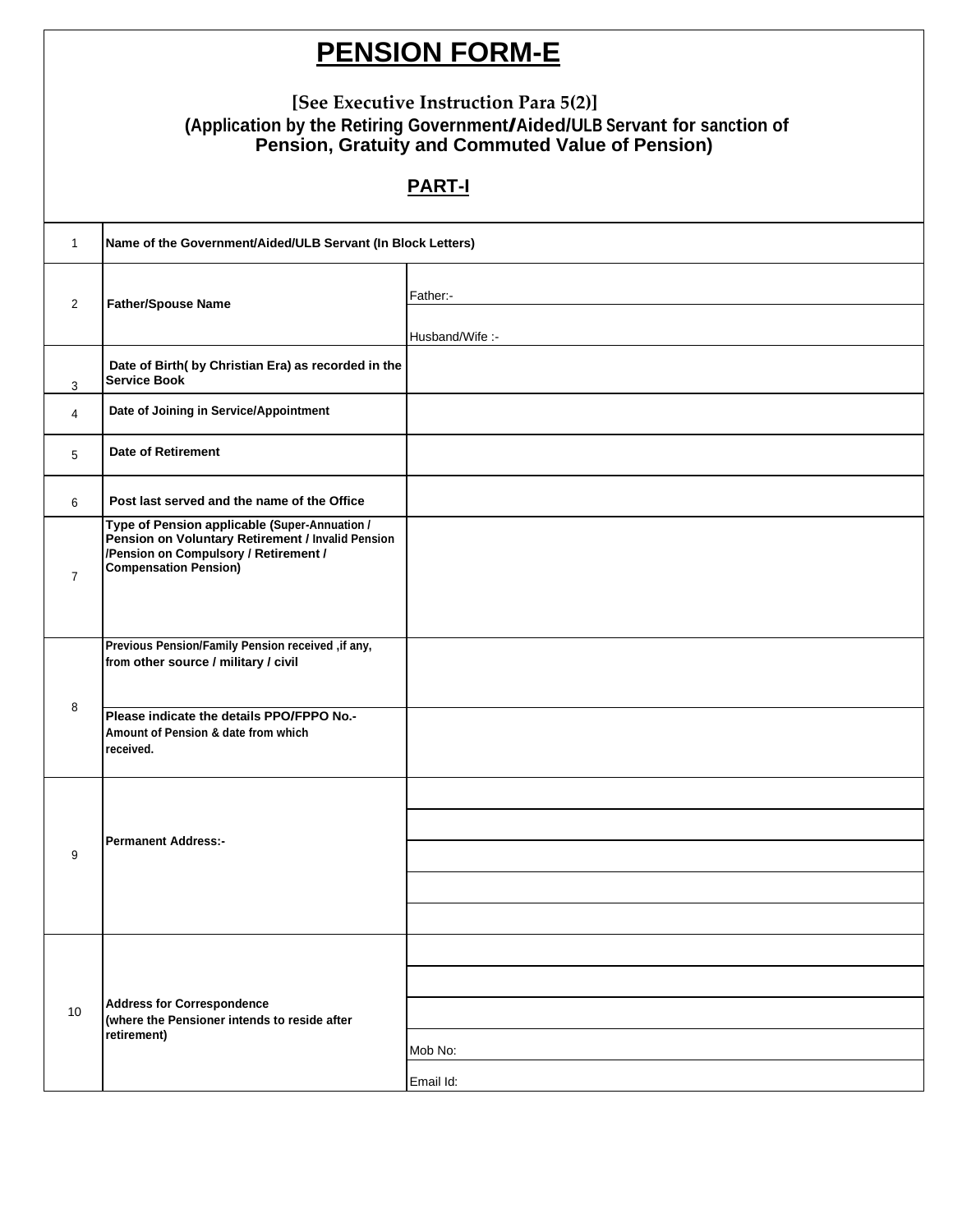# PENSION FORM-E

**[See Executive Instruction Para 5(2)]**

**(Application by the Retiring Government/Aided/ULB Servant for sanction of Pension, Gratuity and Commuted Value of Pension)**

## PART-I

| | | |
|---|---|---|
| 1 | **Name of the Government/Aided/ULB Servant (In Block Letters)** | |
| 2 | **Father/Spouse Name** | Father:- |
| | | Husband/Wife :- |
| 3 | **Date of Birth( by Christian Era) as recorded in the Service Book** | |
| 4 | **Date of Joining in Service/Appointment** | |
| 5 | **Date of Retirement** | |
| 6 | **Post last served and the name of the Office** | |
| 7 | **Type of Pension applicable (Super-Annuation / Pension on Voluntary Retirement / Invalid Pension /Pension on Compulsory / Retirement / Compensation Pension)** | |
| 8 | **Previous Pension/Family Pension received ,if any, from other source / military / civil** | |
| | **Please indicate the details PPO/FPPO No.- Amount of Pension & date from which received.** | |
| 9 | **Permanent Address:-** | |
| | | |
| | | |
| | | |
| | | |
| 10 | **Address for Correspondence (where the Pensioner intends to reside after retirement)** | |
| | | |
| | | |
| | | Mob No: |
| | | Email Id: |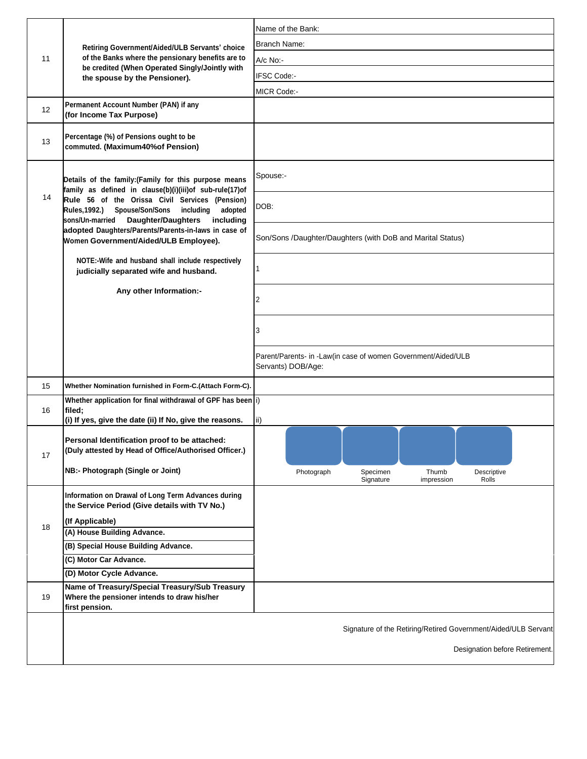| | | |
|---|---|---|
| 11 | **Retiring Government/Aided/ULB Servants' choice of the Banks where the pensionary benefits are to be credited (When Operated Singly/Jointly with the spouse by the Pensioner).** | Name of the Bank:<br>Branch Name:<br>A/c No:-<br>IFSC Code:-<br>MICR Code:- |
| 12 | **Permanent Account Number (PAN) if any (for Income Tax Purpose)** | |
| 13 | **Percentage (%) of Pensions ought to be commuted. (Maximum40%of Pension)** | |
| 14 | **Details of the family:(Family for this purpose means family as defined in clause(b)(i)(iii)of sub-rule(17)of Rule 56 of the Orissa Civil Services (Pension) Rules,1992.) Spouse/Son/Sons including adopted sons/Un-married Daughter/Daughters including adopted Daughters/Parents/Parents-in-laws in case of Women Government/Aided/ULB Employee).**<br><br>**NOTE:-Wife and husband shall include respectively judicially separated wife and husband.**<br><br>**Any other Information:-** | Spouse:-<br>DOB:<br>Son/Sons /Daughter/Daughters (with DoB and Marital Status)<br>1<br>2<br>3<br>Parent/Parents- in -Law(in case of women Government/Aided/ULB Servants) DOB/Age: |
| 15 | **Whether Nomination furnished in Form-C.(Attach Form-C).** | |
| 16 | **Whether application for final withdrawal of GPF has been filed;**<br>**(i) If yes, give the date (ii) If No, give the reasons.** | i)<br>ii) |
| 17 | **Personal Identification proof to be attached: (Duly attested by Head of Office/Authorised Officer.)**<br><br>**NB:- Photograph (Single or Joint)** | Photograph / Specimen Signature / Thumb impression / Descriptive Rolls |
| 18 | **Information on Drawal of Long Term Advances during the Service Period (Give details with TV No.)**<br>**(If Applicable)**<br>**(A) House Building Advance.**<br>**(B) Special House Building Advance.**<br>**(C) Motor Car Advance.**<br>**(D) Motor Cycle Advance.** | |
| 19 | **Name of Treasury/Special Treasury/Sub Treasury Where the pensioner intends to draw his/her first pension.** | |

Signature of the Retiring/Retired Government/Aided/ULB Servant

Designation before Retirement.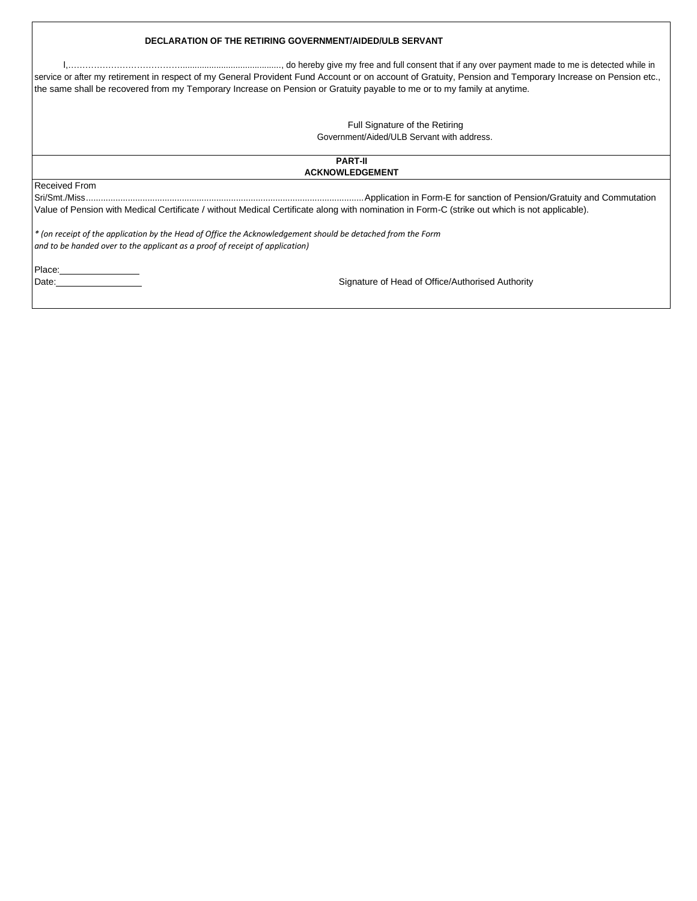### DECLARATION OF THE RETIRING GOVERNMENT/AIDED/ULB SERVANT

I,……………………………………........................................., do hereby give my free and full consent that if any over payment made to me is detected while in service or after my retirement in respect of my General Provident Fund Account or on account of Gratuity, Pension and Temporary Increase on Pension etc., the same shall be recovered from my Temporary Increase on Pension or Gratuity payable to me or to my family at anytime.

Full Signature of the Retiring
Government/Aided/ULB Servant with address.

### PART-II
### ACKNOWLEDGEMENT

Received From
Sri/Smt./Miss..................................................................................................................Application in Form-E for sanction of Pension/Gratuity and Commutation Value of Pension with Medical Certificate / without Medical Certificate along with nomination in Form-C (strike out which is not applicable).

*\* (on receipt of the application by the Head of Office the Acknowledgement should be detached from the Form and to be handed over to the applicant as a proof of receipt of application)*

Place:________________
Date:________________

Signature of Head of Office/Authorised Authority